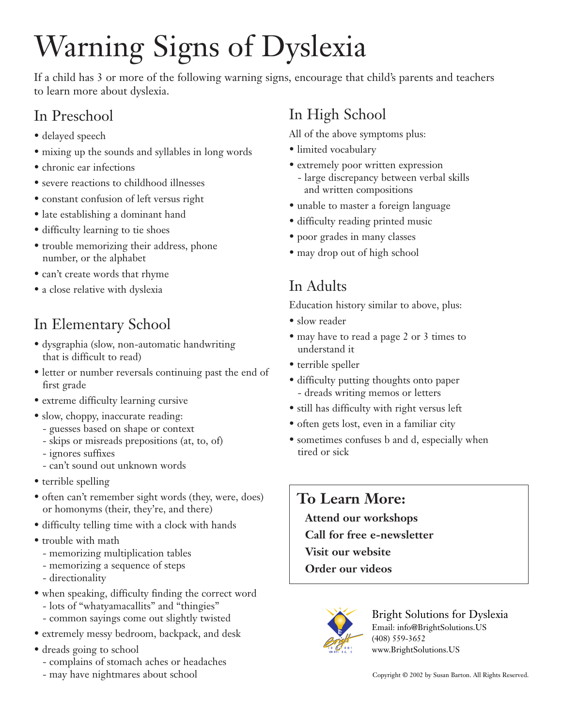# Warning Signs of Dyslexia

If a child has 3 or more of the following warning signs, encourage that child's parents and teachers to learn more about dyslexia.

## In Preschool

- delayed speech
- mixing up the sounds and syllables in long words
- chronic ear infections
- severe reactions to childhood illnesses
- constant confusion of left versus right
- late establishing a dominant hand
- difficulty learning to tie shoes
- trouble memorizing their address, phone number, or the alphabet
- can't create words that rhyme
- a close relative with dyslexia

## In Elementary School

- dysgraphia (slow, non-automatic handwriting that is difficult to read)
- letter or number reversals continuing past the end of first grade
- extreme difficulty learning cursive
- slow, choppy, inaccurate reading:
  - guesses based on shape or context
  - skips or misreads prepositions (at, to, of)
  - ignores suffixes
  - can't sound out unknown words
- terrible spelling
- often can't remember sight words (they, were, does) or homonyms (their, they're, and there)
- difficulty telling time with a clock with hands
- trouble with math
  - memorizing multiplication tables
  - memorizing a sequence of steps
  - directionality
- when speaking, difficulty finding the correct word
  - lots of "whatyamacallits" and "thingies"
  - common sayings come out slightly twisted
- extremely messy bedroom, backpack, and desk
- dreads going to school
  - complains of stomach aches or headaches
  - may have nightmares about school

## In High School

All of the above symptoms plus:

- limited vocabulary
- extremely poor written expression
  - large discrepancy between verbal skills and written compositions
- unable to master a foreign language
- difficulty reading printed music
- poor grades in many classes
- may drop out of high school

## In Adults

Education history similar to above, plus:

- slow reader
- may have to read a page 2 or 3 times to understand it
- terrible speller
- difficulty putting thoughts onto paper
  - dreads writing memos or letters
- still has difficulty with right versus left
- often gets lost, even in a familiar city
- sometimes confuses b and d, especially when tired or sick

## To Learn More:

**Attend our workshops**
**Call for free e-newsletter**
**Visit our website**
**Order our videos**

Bright Solutions for Dyslexia
Email: info@BrightSolutions.US
(408) 559-3652
www.BrightSolutions.US

Copyright © 2002 by Susan Barton. All Rights Reserved.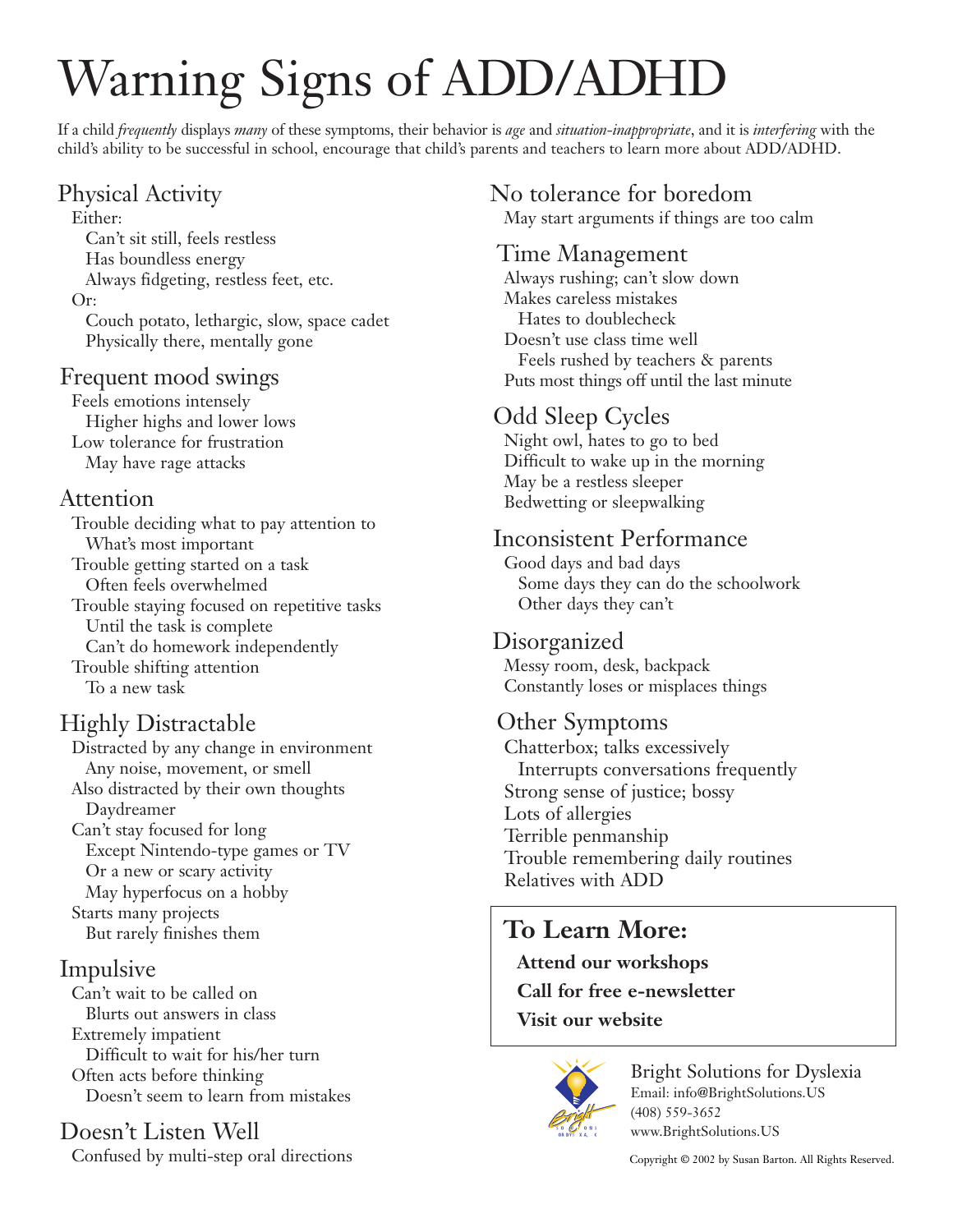# Warning Signs of ADD/ADHD

If a child *frequently* displays *many* of these symptoms, their behavior is *age* and *situation-inappropriate*, and it is *interfering* with the child's ability to be successful in school, encourage that child's parents and teachers to learn more about ADD/ADHD.

## Physical Activity

- Either:
  - Can't sit still, feels restless
  - Has boundless energy
  - Always fidgeting, restless feet, etc.
- Or:
  - Couch potato, lethargic, slow, space cadet
  - Physically there, mentally gone

## Frequent mood swings

- Feels emotions intensely
  - Higher highs and lower lows
- Low tolerance for frustration
  - May have rage attacks

## Attention

- Trouble deciding what to pay attention to
  - What's most important
- Trouble getting started on a task
  - Often feels overwhelmed
- Trouble staying focused on repetitive tasks
  - Until the task is complete
  - Can't do homework independently
- Trouble shifting attention
  - To a new task

## Highly Distractable

- Distracted by any change in environment
  - Any noise, movement, or smell
- Also distracted by their own thoughts
  - Daydreamer
- Can't stay focused for long
  - Except Nintendo-type games or TV
  - Or a new or scary activity
  - May hyperfocus on a hobby
- Starts many projects
  - But rarely finishes them

## Impulsive

- Can't wait to be called on
  - Blurts out answers in class
- Extremely impatient
  - Difficult to wait for his/her turn
- Often acts before thinking
  - Doesn't seem to learn from mistakes

## Doesn't Listen Well

- Confused by multi-step oral directions

## No tolerance for boredom

- May start arguments if things are too calm

## Time Management

- Always rushing; can't slow down
- Makes careless mistakes
  - Hates to doublecheck
- Doesn't use class time well
  - Feels rushed by teachers & parents
- Puts most things off until the last minute

## Odd Sleep Cycles

- Night owl, hates to go to bed
- Difficult to wake up in the morning
- May be a restless sleeper
- Bedwetting or sleepwalking

## Inconsistent Performance

- Good days and bad days
  - Some days they can do the schoolwork
  - Other days they can't

## Disorganized

- Messy room, desk, backpack
- Constantly loses or misplaces things

## Other Symptoms

- Chatterbox; talks excessively
  - Interrupts conversations frequently
- Strong sense of justice; bossy
- Lots of allergies
- Terrible penmanship
- Trouble remembering daily routines
- Relatives with ADD

## To Learn More:

**Attend our workshops**

**Call for free e-newsletter**

**Visit our website**

Bright Solutions for Dyslexia
Email: info@BrightSolutions.US
(408) 559-3652
www.BrightSolutions.US

Copyright © 2002 by Susan Barton. All Rights Reserved.